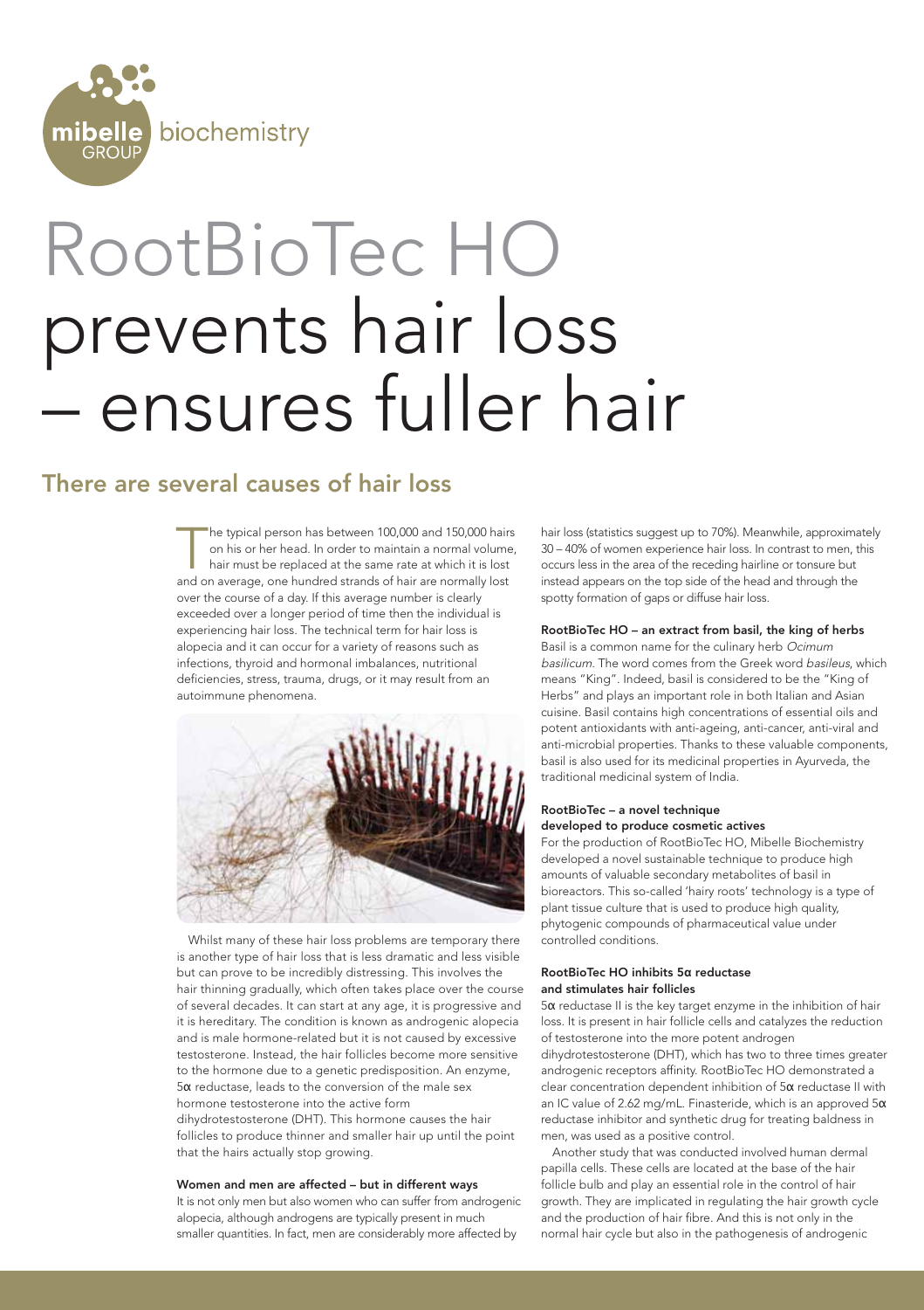mibelle biochemistry

# RootBioTec HO prevents hair loss – ensures fuller hair

## There are several causes of hair loss

The typical person has between 100,000 and 150,000 hairs on his or her head. In order to maintain a normal volume, hair must be replaced at the same rate at which it is lost and on average, one hundred strands of hair are normally lost over the course of a day. If this average number is clearly exceeded over a longer period of time then the individual is experiencing hair loss. The technical term for hair loss is alopecia and it can occur for a variety of reasons such as infections, thyroid and hormonal imbalances, nutritional deficiencies, stress, trauma, drugs, or it may result from an autoimmune phenomena.

Whilst many of these hair loss problems are temporary there is another type of hair loss that is less dramatic and less visible but can prove to be incredibly distressing. This involves the hair thinning gradually, which often takes place over the course of several decades. It can start at any age, it is progressive and it is hereditary. The condition is known as androgenic alopecia and is male hormone-related but it is not caused by excessive testosterone. Instead, the hair follicles become more sensitive to the hormone due to a genetic predisposition. An enzyme, 5α reductase, leads to the conversion of the male sex hormone testosterone into the active form dihydrotestosterone (DHT). This hormone causes the hair follicles to produce thinner and smaller hair up until the point that the hairs actually stop growing.

### Women and men are affected – but in different ways

It is not only men but also women who can suffer from androgenic alopecia, although androgens are typically present in much smaller quantities. In fact, men are considerably more affected by hair loss (statistics suggest up to 70%). Meanwhile, approximately 30 – 40% of women experience hair loss. In contrast to men, this occurs less in the area of the receding hairline or tonsure but instead appears on the top side of the head and through the spotty formation of gaps or diffuse hair loss.

### RootBioTec HO – an extract from basil, the king of herbs

Basil is a common name for the culinary herb *Ocimum basilicum*. The word comes from the Greek word *basileus*, which means "King". Indeed, basil is considered to be the "King of Herbs" and plays an important role in both Italian and Asian cuisine. Basil contains high concentrations of essential oils and potent antioxidants with anti-ageing, anti-cancer, anti-viral and anti-microbial properties. Thanks to these valuable components, basil is also used for its medicinal properties in Ayurveda, the traditional medicinal system of India.

### RootBioTec – a novel technique developed to produce cosmetic actives

For the production of RootBioTec HO, Mibelle Biochemistry developed a novel sustainable technique to produce high amounts of valuable secondary metabolites of basil in bioreactors. This so-called 'hairy roots' technology is a type of plant tissue culture that is used to produce high quality, phytogenic compounds of pharmaceutical value under controlled conditions.

### RootBioTec HO inhibits 5α reductase and stimulates hair follicles

5α reductase II is the key target enzyme in the inhibition of hair loss. It is present in hair follicle cells and catalyzes the reduction of testosterone into the more potent androgen dihydrotestosterone (DHT), which has two to three times greater androgenic receptors affinity. RootBioTec HO demonstrated a clear concentration dependent inhibition of 5α reductase II with an IC value of 2.62 mg/mL. Finasteride, which is an approved 5α reductase inhibitor and synthetic drug for treating baldness in men, was used as a positive control.

Another study that was conducted involved human dermal papilla cells. These cells are located at the base of the hair follicle bulb and play an essential role in the control of hair growth. They are implicated in regulating the hair growth cycle and the production of hair fibre. And this is not only in the normal hair cycle but also in the pathogenesis of androgenic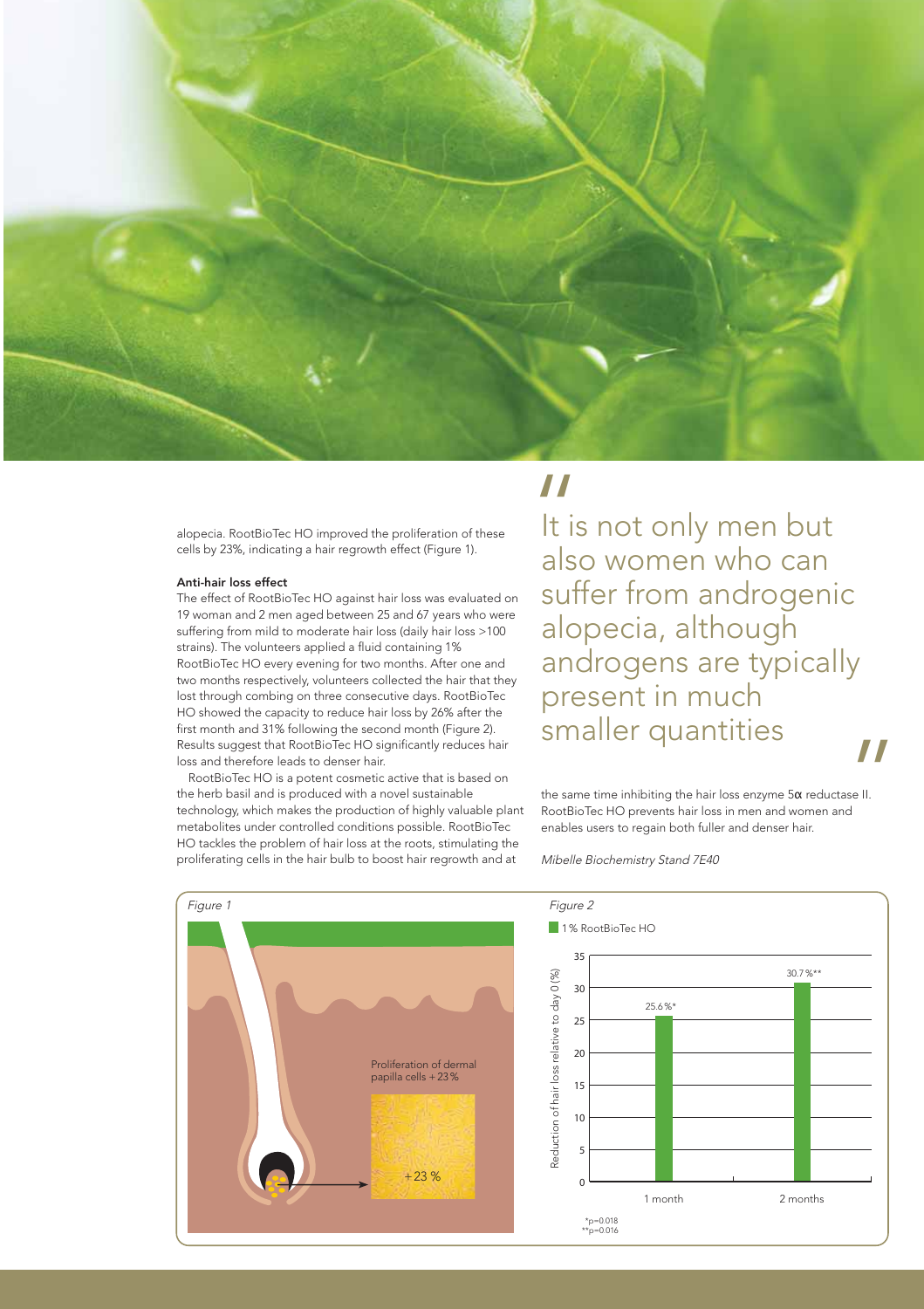alopecia. RootBioTec HO improved the proliferation of these cells by 23%, indicating a hair regrowth effect (Figure 1).

**Anti-hair loss effect**

The effect of RootBioTec HO against hair loss was evaluated on 19 woman and 2 men aged between 25 and 67 years who were suffering from mild to moderate hair loss (daily hair loss >100 strains). The volunteers applied a fluid containing 1% RootBioTec HO every evening for two months. After one and two months respectively, volunteers collected the hair that they lost through combing on three consecutive days. RootBioTec HO showed the capacity to reduce hair loss by 26% after the first month and 31% following the second month (Figure 2). Results suggest that RootBioTec HO significantly reduces hair loss and therefore leads to denser hair.

RootBioTec HO is a potent cosmetic active that is based on the herb basil and is produced with a novel sustainable technology, which makes the production of highly valuable plant metabolites under controlled conditions possible. RootBioTec HO tackles the problem of hair loss at the roots, stimulating the proliferating cells in the hair bulb to boost hair regrowth and at the same time inhibiting the hair loss enzyme 5α reductase II. RootBioTec HO prevents hair loss in men and women and enables users to regain both fuller and denser hair.

> "It is not only men but also women who can suffer from androgenic alopecia, although androgens are typically present in much smaller quantities"

*Mibelle Biochemistry Stand 7E40*

*Figure 1*

Proliferation of dermal papilla cells + 23 %

+23 %

*Figure 2*

1 % RootBioTec HO

Reduction of hair loss relative to day 0 (%)

0
5
10
15
20
25
30
35

25.6 %*

30.7 %**

1 month

2 months

*p=0.018
**p=0.016